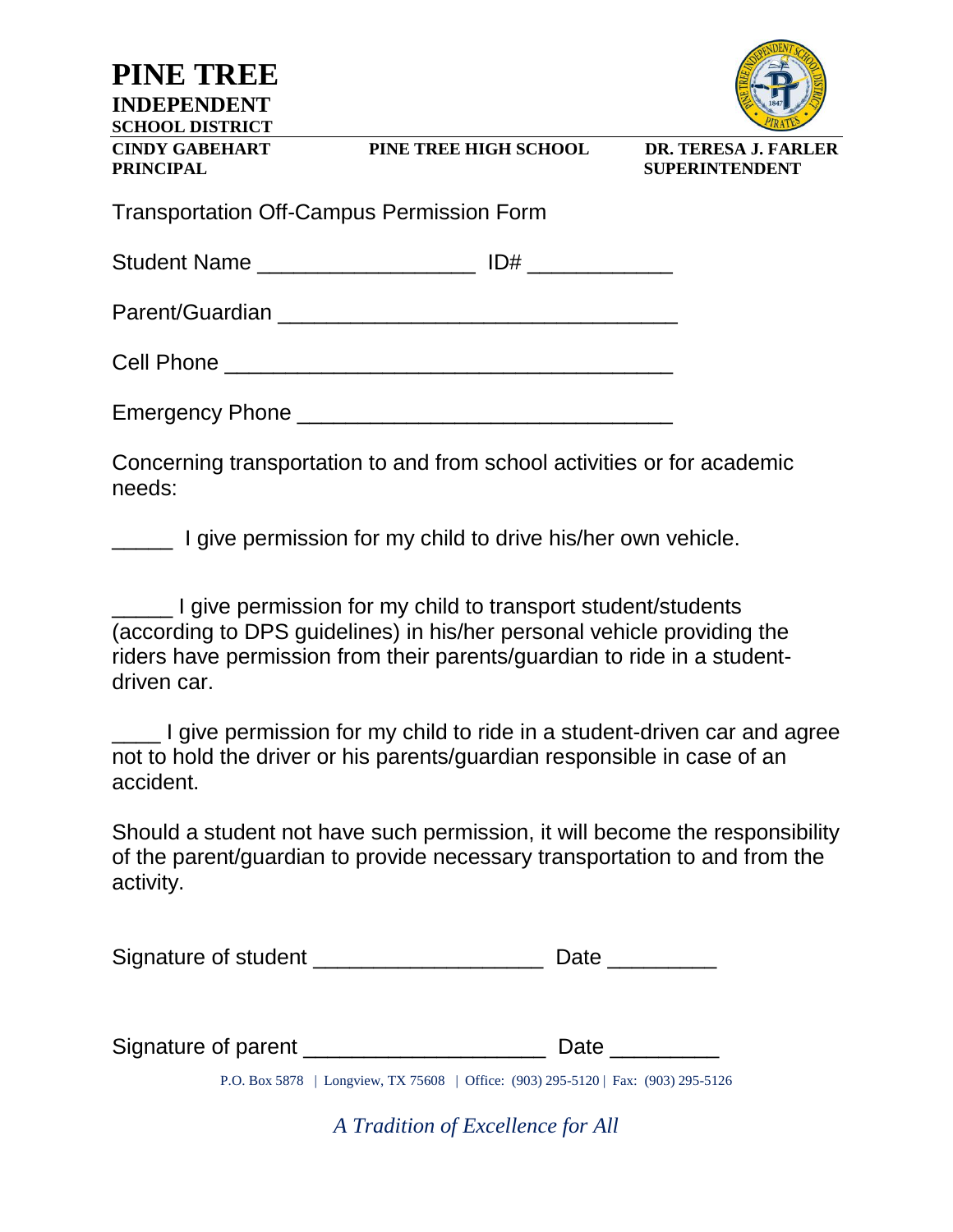# PINE TREE

**INDEPENDENT**

**SCHOOL DISTRICT**

**CINDY GABEHART**
**PRINCIPAL**

**PINE TREE HIGH SCHOOL**

**DR. TERESA J. FARLER**
**SUPERINTENDENT**

Transportation Off-Campus Permission Form

Student Name ___________________ ID# ____________

Parent/Guardian ___________________________________

Cell Phone _______________________________________

Emergency Phone _________________________________

Concerning transportation to and from school activities or for academic needs:

_____ I give permission for my child to drive his/her own vehicle.

_____ I give permission for my child to transport student/students (according to DPS guidelines) in his/her personal vehicle providing the riders have permission from their parents/guardian to ride in a student-driven car.

____ I give permission for my child to ride in a student-driven car and agree not to hold the driver or his parents/guardian responsible in case of an accident.

Should a student not have such permission, it will become the responsibility of the parent/guardian to provide necessary transportation to and from the activity.

Signature of student ____________________ Date _________

Signature of parent _____________________ Date _________

P.O. Box 5878 | Longview, TX 75608 | Office: (903) 295-5120 | Fax: (903) 295-5126

*A Tradition of Excellence for All*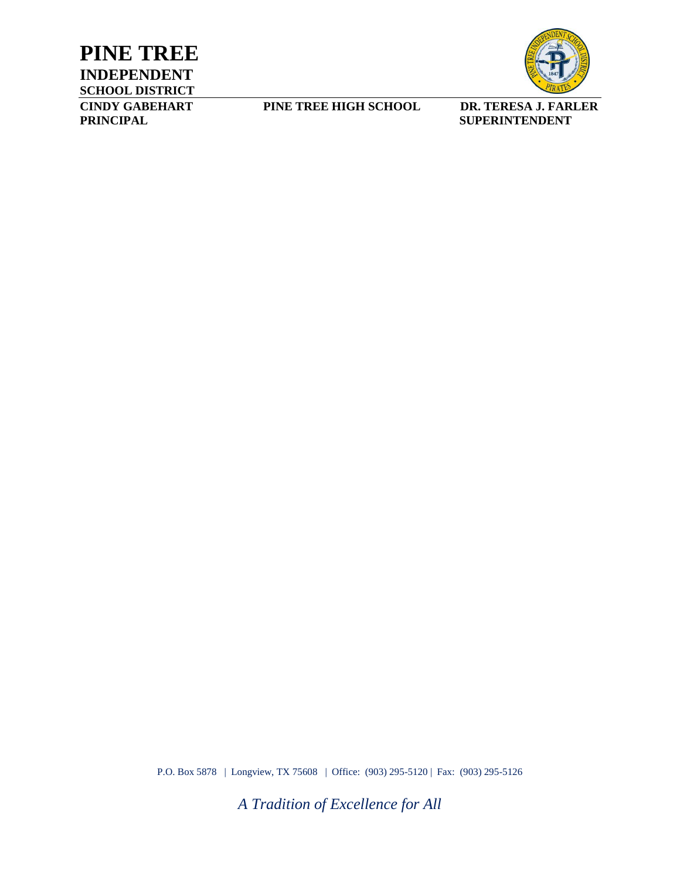# PINE TREE
## INDEPENDENT
### SCHOOL DISTRICT

**CINDY GABEHART** **PINE TREE HIGH SCHOOL** **DR. TERESA J. FARLER**
**PRINCIPAL** **SUPERINTENDENT**

P.O. Box 5878 | Longview, TX 75608 | Office: (903) 295-5120 | Fax: (903) 295-5126

*A Tradition of Excellence for All*